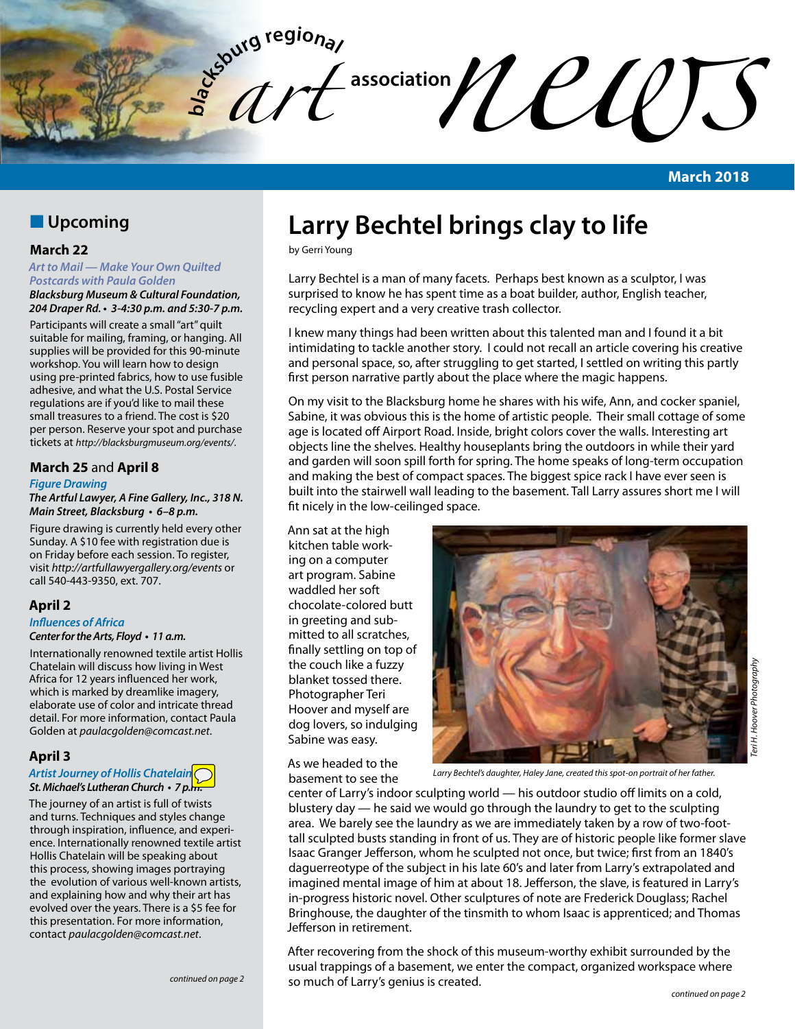# blacksburg regional art association news

**March 2018**

## Upcoming

### March 22

*Art to Mail — Make Your Own Quilted Postcards with Paula Golden*

***Blacksburg Museum & Cultural Foundation, 204 Draper Rd. • 3-4:30 p.m. and 5:30-7 p.m.***

Participants will create a small "art" quilt suitable for mailing, framing, or hanging. All supplies will be provided for this 90-minute workshop. You will learn how to design using pre-printed fabrics, how to use fusible adhesive, and what the U.S. Postal Service regulations are if you'd like to mail these small treasures to a friend. The cost is $20 per person. Reserve your spot and purchase tickets at *http://blacksburgmuseum.org/events/*.

### March 25 and April 8

*Figure Drawing*

***The Artful Lawyer, A Fine Gallery, Inc., 318 N. Main Street, Blacksburg • 6–8 p.m.***

Figure drawing is currently held every other Sunday. A $10 fee with registration due is on Friday before each session. To register, visit *http://artfullawyergallery.org/events* or call 540-443-9350, ext. 707.

### April 2

*Influences of Africa*

***Center for the Arts, Floyd • 11 a.m.***

Internationally renowned textile artist Hollis Chatelain will discuss how living in West Africa for 12 years influenced her work, which is marked by dreamlike imagery, elaborate use of color and intricate thread detail. For more information, contact Paula Golden at *paulacgolden@comcast.net*.

### April 3

*Artist Journey of Hollis Chatelain*

***St. Michael's Lutheran Church • 7 p.m.***

The journey of an artist is full of twists and turns. Techniques and styles change through inspiration, influence, and experience. Internationally renowned textile artist Hollis Chatelain will be speaking about this process, showing images portraying the evolution of various well-known artists, and explaining how and why their art has evolved over the years. There is a $5 fee for this presentation. For more information, contact *paulacgolden@comcast.net*.

*continued on page 2*

# Larry Bechtel brings clay to life

by Gerri Young

Larry Bechtel is a man of many facets. Perhaps best known as a sculptor, I was surprised to know he has spent time as a boat builder, author, English teacher, recycling expert and a very creative trash collector.

I knew many things had been written about this talented man and I found it a bit intimidating to tackle another story. I could not recall an article covering his creative and personal space, so, after struggling to get started, I settled on writing this partly first person narrative partly about the place where the magic happens.

On my visit to the Blacksburg home he shares with his wife, Ann, and cocker spaniel, Sabine, it was obvious this is the home of artistic people. Their small cottage of some age is located off Airport Road. Inside, bright colors cover the walls. Interesting art objects line the shelves. Healthy houseplants bring the outdoors in while their yard and garden will soon spill forth for spring. The home speaks of long-term occupation and making the best of compact spaces. The biggest spice rack I have ever seen is built into the stairwell wall leading to the basement. Tall Larry assures short me I will fit nicely in the low-ceilinged space.

Ann sat at the high kitchen table working on a computer art program. Sabine waddled her soft chocolate-colored butt in greeting and submitted to all scratches, finally settling on top of the couch like a fuzzy blanket tossed there. Photographer Teri Hoover and myself are dog lovers, so indulging Sabine was easy.

*Larry Bechtel's daughter, Haley Jane, created this spot-on portrait of her father.*

*Teri H. Hoover Photography*

As we headed to the basement to see the center of Larry's indoor sculpting world — his outdoor studio off limits on a cold, blustery day — he said we would go through the laundry to get to the sculpting area. We barely see the laundry as we are immediately taken by a row of two-foot-tall sculpted busts standing in front of us. They are of historic people like former slave Isaac Granger Jefferson, whom he sculpted not once, but twice; first from an 1840's daguerreotype of the subject in his late 60's and later from Larry's extrapolated and imagined mental image of him at about 18. Jefferson, the slave, is featured in Larry's in-progress historic novel. Other sculptures of note are Frederick Douglass; Rachel Bringhouse, the daughter of the tinsmith to whom Isaac is apprenticed; and Thomas Jefferson in retirement.

After recovering from the shock of this museum-worthy exhibit surrounded by the usual trappings of a basement, we enter the compact, organized workspace where so much of Larry's genius is created.

*continued on page 2*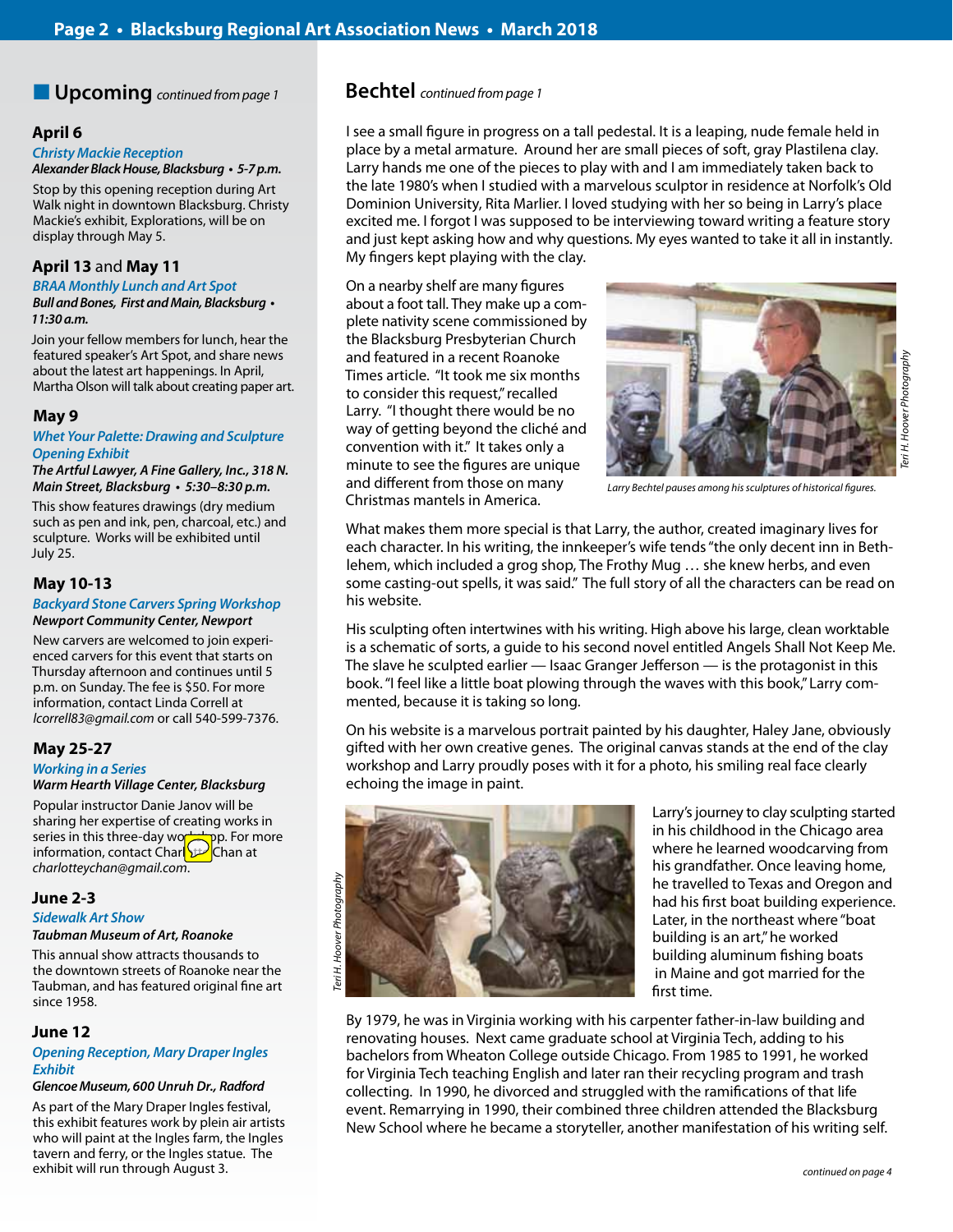## Upcoming *continued from page 1*

### April 6

***Christy Mackie Reception***

***Alexander Black House, Blacksburg • 5-7 p.m.***

Stop by this opening reception during Art Walk night in downtown Blacksburg. Christy Mackie's exhibit, Explorations, will be on display through May 5.

### April 13 and May 11

***BRAA Monthly Lunch and Art Spot***

***Bull and Bones, First and Main, Blacksburg • 11:30 a.m.***

Join your fellow members for lunch, hear the featured speaker's Art Spot, and share news about the latest art happenings. In April, Martha Olson will talk about creating paper art.

### May 9

***Whet Your Palette: Drawing and Sculpture Opening Exhibit***

***The Artful Lawyer, A Fine Gallery, Inc., 318 N. Main Street, Blacksburg • 5:30–8:30 p.m.***

This show features drawings (dry medium such as pen and ink, pen, charcoal, etc.) and sculpture. Works will be exhibited until July 25.

### May 10-13

***Backyard Stone Carvers Spring Workshop***

***Newport Community Center, Newport***

New carvers are welcomed to join experienced carvers for this event that starts on Thursday afternoon and continues until 5 p.m. on Sunday. The fee is $50. For more information, contact Linda Correll at *lcorrell83@gmail.com* or call 540-599-7376.

### May 25-27

***Working in a Series***

***Warm Hearth Village Center, Blacksburg***

Popular instructor Danie Janov will be sharing her expertise of creating works in series in this three-day workshop. For more information, contact Charlotte Chan at *charlotteychan@gmail.com.*

### June 2-3

***Sidewalk Art Show***

***Taubman Museum of Art, Roanoke***

This annual show attracts thousands to the downtown streets of Roanoke near the Taubman, and has featured original fine art since 1958.

### June 12

***Opening Reception, Mary Draper Ingles Exhibit***

***Glencoe Museum, 600 Unruh Dr., Radford***

As part of the Mary Draper Ingles festival, this exhibit features work by plein air artists who will paint at the Ingles farm, the Ingles tavern and ferry, or the Ingles statue. The exhibit will run through August 3.

## Bechtel *continued from page 1*

I see a small figure in progress on a tall pedestal. It is a leaping, nude female held in place by a metal armature. Around her are small pieces of soft, gray Plastilena clay. Larry hands me one of the pieces to play with and I am immediately taken back to the late 1980's when I studied with a marvelous sculptor in residence at Norfolk's Old Dominion University, Rita Marlier. I loved studying with her so being in Larry's place excited me. I forgot I was supposed to be interviewing toward writing a feature story and just kept asking how and why questions. My eyes wanted to take it all in instantly. My fingers kept playing with the clay.

On a nearby shelf are many figures about a foot tall. They make up a complete nativity scene commissioned by the Blacksburg Presbyterian Church and featured in a recent Roanoke Times article. "It took me six months to consider this request," recalled Larry. "I thought there would be no way of getting beyond the cliché and convention with it." It takes only a minute to see the figures are unique and different from those on many Christmas mantels in America.

*Teri H. Hoover Photography*

*Larry Bechtel pauses among his sculptures of historical figures.*

What makes them more special is that Larry, the author, created imaginary lives for each character. In his writing, the innkeeper's wife tends "the only decent inn in Bethlehem, which included a grog shop, The Frothy Mug … she knew herbs, and even some casting-out spells, it was said." The full story of all the characters can be read on his website.

His sculpting often intertwines with his writing. High above his large, clean worktable is a schematic of sorts, a guide to his second novel entitled Angels Shall Not Keep Me. The slave he sculpted earlier — Isaac Granger Jefferson — is the protagonist in this book. "I feel like a little boat plowing through the waves with this book," Larry commented, because it is taking so long.

On his website is a marvelous portrait painted by his daughter, Haley Jane, obviously gifted with her own creative genes. The original canvas stands at the end of the clay workshop and Larry proudly poses with it for a photo, his smiling real face clearly echoing the image in paint.

*Teri H. Hoover Photography*

Larry's journey to clay sculpting started in his childhood in the Chicago area where he learned woodcarving from his grandfather. Once leaving home, he travelled to Texas and Oregon and had his first boat building experience. Later, in the northeast where "boat building is an art," he worked building aluminum fishing boats in Maine and got married for the first time.

By 1979, he was in Virginia working with his carpenter father-in-law building and renovating houses. Next came graduate school at Virginia Tech, adding to his bachelors from Wheaton College outside Chicago. From 1985 to 1991, he worked for Virginia Tech teaching English and later ran their recycling program and trash collecting. In 1990, he divorced and struggled with the ramifications of that life event. Remarrying in 1990, their combined three children attended the Blacksburg New School where he became a storyteller, another manifestation of his writing self.

*continued on page 4*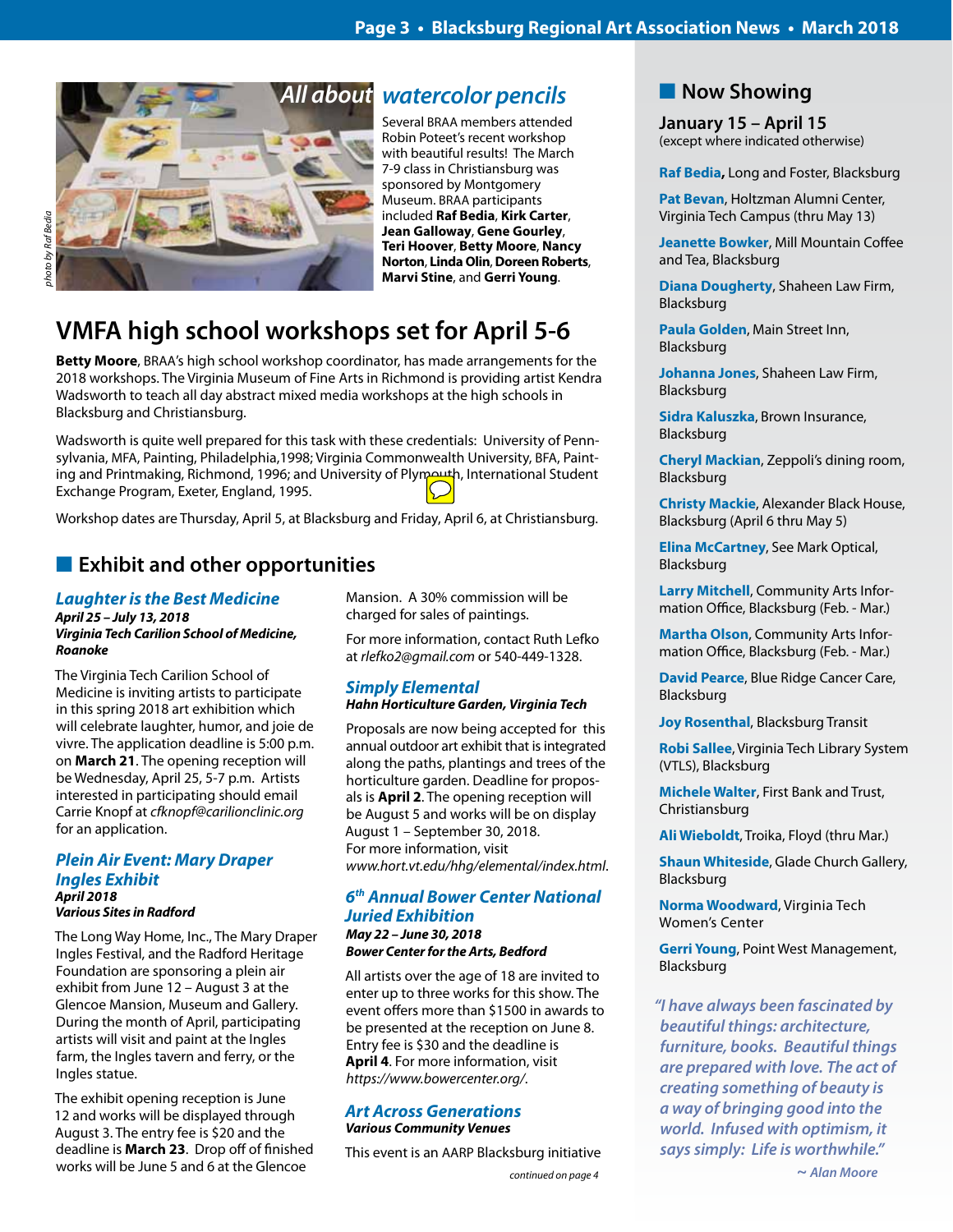## All about watercolor pencils

*photo by Raf Bedia*

Several BRAA members attended Robin Poteet's recent workshop with beautiful results! The March 7-9 class in Christiansburg was sponsored by Montgomery Museum. BRAA participants included **Raf Bedia**, **Kirk Carter**, **Jean Galloway**, **Gene Gourley**, **Teri Hoover**, **Betty Moore**, **Nancy Norton**, **Linda Olin**, **Doreen Roberts**, **Marvi Stine**, and **Gerri Young**.

# VMFA high school workshops set for April 5-6

**Betty Moore**, BRAA's high school workshop coordinator, has made arrangements for the 2018 workshops. The Virginia Museum of Fine Arts in Richmond is providing artist Kendra Wadsworth to teach all day abstract mixed media workshops at the high schools in Blacksburg and Christiansburg.

Wadsworth is quite well prepared for this task with these credentials: University of Pennsylvania, MFA, Painting, Philadelphia,1998; Virginia Commonwealth University, BFA, Painting and Printmaking, Richmond, 1996; and University of Plymouth, International Student Exchange Program, Exeter, England, 1995.

Workshop dates are Thursday, April 5, at Blacksburg and Friday, April 6, at Christiansburg.

## Exhibit and other opportunities

### *Laughter is the Best Medicine*
***April 25 – July 13, 2018***
***Virginia Tech Carilion School of Medicine, Roanoke***

The Virginia Tech Carilion School of Medicine is inviting artists to participate in this spring 2018 art exhibition which will celebrate laughter, humor, and joie de vivre. The application deadline is 5:00 p.m. on **March 21**. The opening reception will be Wednesday, April 25, 5-7 p.m. Artists interested in participating should email Carrie Knopf at *cfknopf@carilionclinic.org* for an application.

### *Plein Air Event: Mary Draper Ingles Exhibit*
***April 2018***
***Various Sites in Radford***

The Long Way Home, Inc., The Mary Draper Ingles Festival, and the Radford Heritage Foundation are sponsoring a plein air exhibit from June 12 – August 3 at the Glencoe Mansion, Museum and Gallery. During the month of April, participating artists will visit and paint at the Ingles farm, the Ingles tavern and ferry, or the Ingles statue.

The exhibit opening reception is June 12 and works will be displayed through August 3. The entry fee is $20 and the deadline is **March 23**. Drop off of finished works will be June 5 and 6 at the Glencoe Mansion. A 30% commission will be charged for sales of paintings.

For more information, contact Ruth Lefko at *rlefko2@gmail.com* or 540-449-1328.

### *Simply Elemental*
***Hahn Horticulture Garden, Virginia Tech***

Proposals are now being accepted for this annual outdoor art exhibit that is integrated along the paths, plantings and trees of the horticulture garden. Deadline for proposals is **April 2**. The opening reception will be August 5 and works will be on display August 1 – September 30, 2018.
For more information, visit *www.hort.vt.edu/hhg/elemental/index.html*.

### *6th Annual Bower Center National Juried Exhibition*
***May 22 – June 30, 2018***
***Bower Center for the Arts, Bedford***

All artists over the age of 18 are invited to enter up to three works for this show. The event offers more than $1500 in awards to be presented at the reception on June 8. Entry fee is $30 and the deadline is **April 4**. For more information, visit *https://www.bowercenter.org/*.

### *Art Across Generations*
***Various Community Venues***

This event is an AARP Blacksburg initiative

*continued on page 4*

## Now Showing

**January 15 – April 15**
(except where indicated otherwise)

**Raf Bedia**, Long and Foster, Blacksburg

**Pat Bevan**, Holtzman Alumni Center, Virginia Tech Campus (thru May 13)

**Jeanette Bowker**, Mill Mountain Coffee and Tea, Blacksburg

**Diana Dougherty**, Shaheen Law Firm, Blacksburg

**Paula Golden**, Main Street Inn, Blacksburg

**Johanna Jones**, Shaheen Law Firm, Blacksburg

**Sidra Kaluszka**, Brown Insurance, Blacksburg

**Cheryl Mackian**, Zeppoli's dining room, Blacksburg

**Christy Mackie**, Alexander Black House, Blacksburg (April 6 thru May 5)

**Elina McCartney**, See Mark Optical, Blacksburg

**Larry Mitchell**, Community Arts Information Office, Blacksburg (Feb. - Mar.)

**Martha Olson**, Community Arts Information Office, Blacksburg (Feb. - Mar.)

**David Pearce**, Blue Ridge Cancer Care, Blacksburg

**Joy Rosenthal**, Blacksburg Transit

**Robi Sallee**, Virginia Tech Library System (VTLS), Blacksburg

**Michele Walter**, First Bank and Trust, Christiansburg

**Ali Wieboldt**, Troika, Floyd (thru Mar.)

**Shaun Whiteside**, Glade Church Gallery, Blacksburg

**Norma Woodward**, Virginia Tech Women's Center

**Gerri Young**, Point West Management, Blacksburg

*"I have always been fascinated by beautiful things: architecture, furniture, books. Beautiful things are prepared with love. The act of creating something of beauty is a way of bringing good into the world. Infused with optimism, it says simply: Life is worthwhile."*
*~ Alan Moore*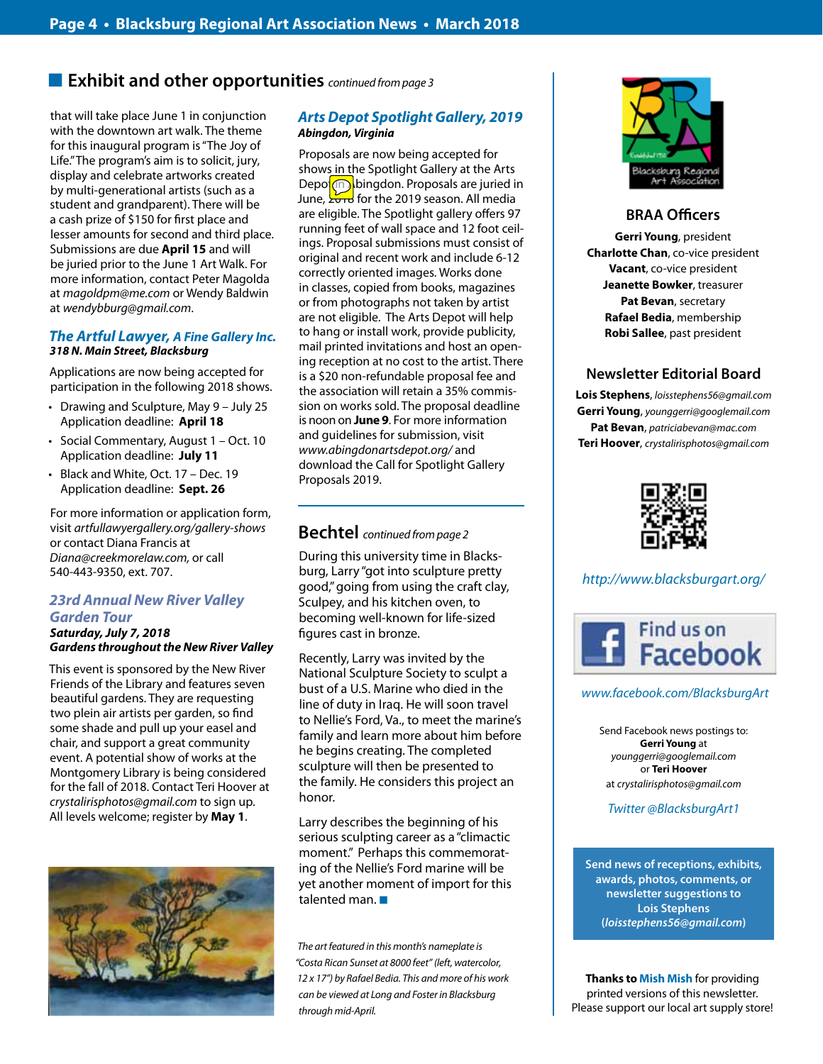## Exhibit and other opportunities *continued from page 3*

that will take place June 1 in conjunction with the downtown art walk. The theme for this inaugural program is "The Joy of Life." The program's aim is to solicit, jury, display and celebrate artworks created by multi-generational artists (such as a student and grandparent). There will be a cash prize of $150 for first place and lesser amounts for second and third place. Submissions are due **April 15** and will be juried prior to the June 1 Art Walk. For more information, contact Peter Magolda at *magoldpm@me.com* or Wendy Baldwin at *wendybburg@gmail.com*.

### *The Artful Lawyer, A Fine Gallery Inc.*
***318 N. Main Street, Blacksburg***

Applications are now being accepted for participation in the following 2018 shows.

- Drawing and Sculpture, May 9 – July 25
  Application deadline: **April 18**
- Social Commentary, August 1 – Oct. 10
  Application deadline: **July 11**
- Black and White, Oct. 17 – Dec. 19
  Application deadline: **Sept. 26**

For more information or application form, visit *artfullawyergallery.org/gallery-shows* or contact Diana Francis at *Diana@creekmorelaw.com*, or call 540-443-9350, ext. 707.

### *23rd Annual New River Valley Garden Tour*
***Saturday, July 7, 2018***
***Gardens throughout the New River Valley***

This event is sponsored by the New River Friends of the Library and features seven beautiful gardens. They are requesting two plein air artists per garden, so find some shade and pull up your easel and chair, and support a great community event. A potential show of works at the Montgomery Library is being considered for the fall of 2018. Contact Teri Hoover at *crystalirisphotos@gmail.com* to sign up. All levels welcome; register by **May 1**.

### *Arts Depot Spotlight Gallery, 2019*
***Abingdon, Virginia***

Proposals are now being accepted for shows in the Spotlight Gallery at the Arts Depot in Abingdon. Proposals are juried in June, 2018 for the 2019 season. All media are eligible. The Spotlight gallery offers 97 running feet of wall space and 12 foot ceilings. Proposal submissions must consist of original and recent work and include 6-12 correctly oriented images. Works done in classes, copied from books, magazines or from photographs not taken by artist are not eligible. The Arts Depot will help to hang or install work, provide publicity, mail printed invitations and host an opening reception at no cost to the artist. There is a $20 non-refundable proposal fee and the association will retain a 35% commission on works sold. The proposal deadline is noon on **June 9**. For more information and guidelines for submission, visit *www.abingdonartsdepot.org/* and download the Call for Spotlight Gallery Proposals 2019.

## Bechtel *continued from page 2*

During this university time in Blacksburg, Larry "got into sculpture pretty good," going from using the craft clay, Sculpey, and his kitchen oven, to becoming well-known for life-sized figures cast in bronze.

Recently, Larry was invited by the National Sculpture Society to sculpt a bust of a U.S. Marine who died in the line of duty in Iraq. He will soon travel to Nellie's Ford, Va., to meet the marine's family and learn more about him before he begins creating. The completed sculpture will then be presented to the family. He considers this project an honor.

Larry describes the beginning of his serious sculpting career as a "climactic moment." Perhaps this commemorating of the Nellie's Ford marine will be yet another moment of import for this talented man. ■

*The art featured in this month's nameplate is "Costa Rican Sunset at 8000 feet" (left, watercolor, 12 x 17") by Rafael Bedia. This and more of his work can be viewed at Long and Foster in Blacksburg through mid-April.*

## BRAA Officers

**Gerri Young**, president
**Charlotte Chan**, co-vice president
**Vacant**, co-vice president
**Jeanette Bowker**, treasurer
**Pat Bevan**, secretary
**Rafael Bedia**, membership
**Robi Sallee**, past president

## Newsletter Editorial Board

**Lois Stephens**, *loisstephens56@gmail.com*
**Gerri Young**, *younggerri@googlemail.com*
**Pat Bevan**, *patriciabevan@mac.com*
**Teri Hoover**, *crystalirisphotos@gmail.com*

*http://www.blacksburgart.org/*

Find us on Facebook
*www.facebook.com/BlacksburgArt*

Send Facebook news postings to:
**Gerri Young** at *younggerri@googlemail.com*
or **Teri Hoover** at *crystalirisphotos@gmail.com*

*Twitter @BlacksburgArt1*

**Send news of receptions, exhibits, awards, photos, comments, or newsletter suggestions to Lois Stephens (*loisstephens56@gmail.com*)**

**Thanks to Mish Mish** for providing printed versions of this newsletter. Please support our local art supply store!